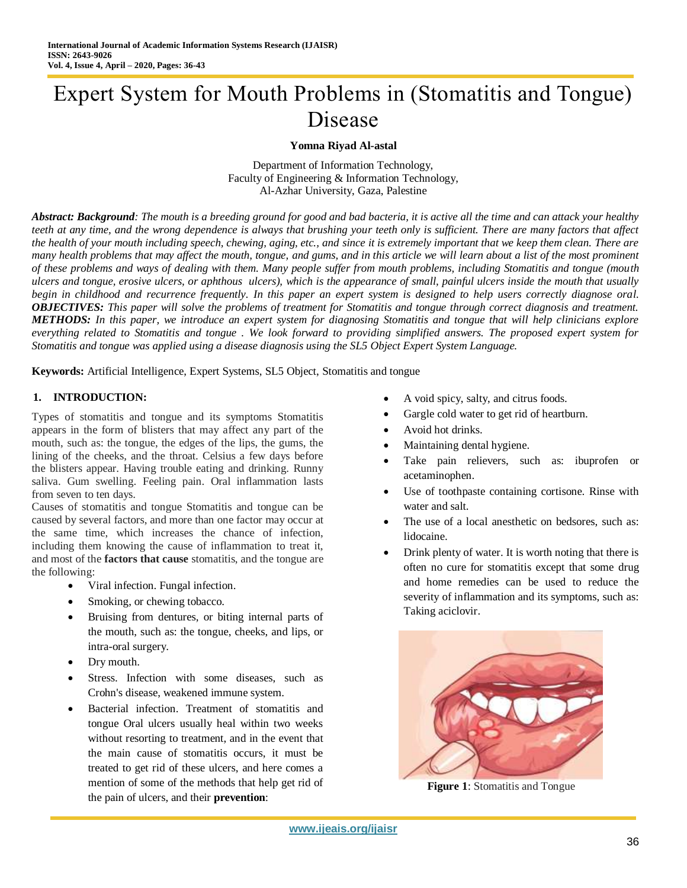# Expert System for Mouth Problems in (Stomatitis and Tongue) Disease

**Yomna Riyad Al-astal**

Department of Information Technology,
Faculty of Engineering & Information Technology,
Al-Azhar University, Gaza, Palestine

***Abstract: Background****: The mouth is a breeding ground for good and bad bacteria, it is active all the time and can attack your healthy teeth at any time, and the wrong dependence is always that brushing your teeth only is sufficient. There are many factors that affect the health of your mouth including speech, chewing, aging, etc., and since it is extremely important that we keep them clean. There are many health problems that may affect the mouth, tongue, and gums, and in this article we will learn about a list of the most prominent of these problems and ways of dealing with them. Many people suffer from mouth problems, including Stomatitis and tongue (mouth ulcers and tongue, erosive ulcers, or aphthous ulcers), which is the appearance of small, painful ulcers inside the mouth that usually begin in childhood and recurrence frequently. In this paper an expert system is designed to help users correctly diagnose oral.* ***OBJECTIVES:*** *This paper will solve the problems of treatment for Stomatitis and tongue through correct diagnosis and treatment.* ***METHODS:*** *In this paper, we introduce an expert system for diagnosing Stomatitis and tongue that will help clinicians explore everything related to Stomatitis and tongue . We look forward to providing simplified answers. The proposed expert system for Stomatitis and tongue was applied using a disease diagnosis using the SL5 Object Expert System Language.*

**Keywords:** Artificial Intelligence, Expert Systems, SL5 Object, Stomatitis and tongue

## 1. INTRODUCTION:

Types of stomatitis and tongue and its symptoms Stomatitis appears in the form of blisters that may affect any part of the mouth, such as: the tongue, the edges of the lips, the gums, the lining of the cheeks, and the throat. Celsius a few days before the blisters appear. Having trouble eating and drinking. Runny saliva. Gum swelling. Feeling pain. Oral inflammation lasts from seven to ten days.

Causes of stomatitis and tongue Stomatitis and tongue can be caused by several factors, and more than one factor may occur at the same time, which increases the chance of infection, including them knowing the cause of inflammation to treat it, and most of the **factors that cause** stomatitis, and the tongue are the following:

- Viral infection. Fungal infection.
- Smoking, or chewing tobacco.
- Bruising from dentures, or biting internal parts of the mouth, such as: the tongue, cheeks, and lips, or intra-oral surgery.
- Dry mouth.
- Stress. Infection with some diseases, such as Crohn's disease, weakened immune system.
- Bacterial infection. Treatment of stomatitis and tongue Oral ulcers usually heal within two weeks without resorting to treatment, and in the event that the main cause of stomatitis occurs, it must be treated to get rid of these ulcers, and here comes a mention of some of the methods that help get rid of the pain of ulcers, and their **prevention**:
- A void spicy, salty, and citrus foods.
- Gargle cold water to get rid of heartburn.
- Avoid hot drinks.
- Maintaining dental hygiene.
- Take pain relievers, such as: ibuprofen or acetaminophen.
- Use of toothpaste containing cortisone. Rinse with water and salt.
- The use of a local anesthetic on bedsores, such as: lidocaine.
- Drink plenty of water. It is worth noting that there is often no cure for stomatitis except that some drug and home remedies can be used to reduce the severity of inflammation and its symptoms, such as: Taking aciclovir.

**Figure 1**: Stomatitis and Tongue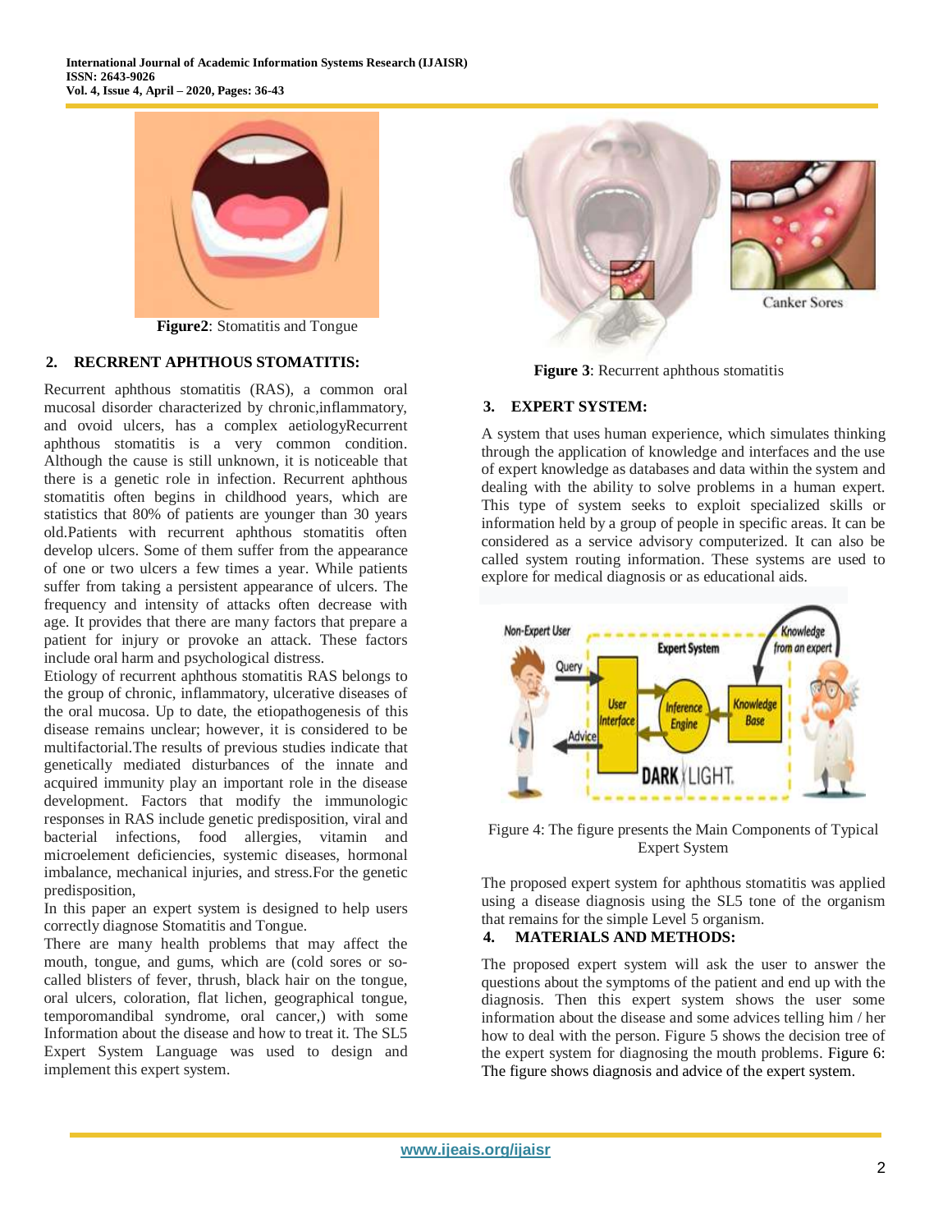**Figure2**: Stomatitis and Tongue

## 2. RECRRENT APHTHOUS STOMATITIS:

Recurrent aphthous stomatitis (RAS), a common oral mucosal disorder characterized by chronic,inflammatory, and ovoid ulcers, has a complex aetiologyRecurrent aphthous stomatitis is a very common condition. Although the cause is still unknown, it is noticeable that there is a genetic role in infection. Recurrent aphthous stomatitis often begins in childhood years, which are statistics that 80% of patients are younger than 30 years old.Patients with recurrent aphthous stomatitis often develop ulcers. Some of them suffer from the appearance of one or two ulcers a few times a year. While patients suffer from taking a persistent appearance of ulcers. The frequency and intensity of attacks often decrease with age. It provides that there are many factors that prepare a patient for injury or provoke an attack. These factors include oral harm and psychological distress.

Etiology of recurrent aphthous stomatitis RAS belongs to the group of chronic, inflammatory, ulcerative diseases of the oral mucosa. Up to date, the etiopathogenesis of this disease remains unclear; however, it is considered to be multifactorial.The results of previous studies indicate that genetically mediated disturbances of the innate and acquired immunity play an important role in the disease development. Factors that modify the immunologic responses in RAS include genetic predisposition, viral and bacterial infections, food allergies, vitamin and microelement deficiencies, systemic diseases, hormonal imbalance, mechanical injuries, and stress.For the genetic predisposition,

In this paper an expert system is designed to help users correctly diagnose Stomatitis and Tongue.

There are many health problems that may affect the mouth, tongue, and gums, which are (cold sores or so-called blisters of fever, thrush, black hair on the tongue, oral ulcers, coloration, flat lichen, geographical tongue, temporomandibal syndrome, oral cancer,) with some Information about the disease and how to treat it. The SL5 Expert System Language was used to design and implement this expert system.

Canker Sores

**Figure 3**: Recurrent aphthous stomatitis

## 3. EXPERT SYSTEM:

A system that uses human experience, which simulates thinking through the application of knowledge and interfaces and the use of expert knowledge as databases and data within the system and dealing with the ability to solve problems in a human expert. This type of system seeks to exploit specialized skills or information held by a group of people in specific areas. It can be considered as a service advisory computerized. It can also be called system routing information. These systems are used to explore for medical diagnosis or as educational aids.

Figure 4: The figure presents the Main Components of Typical Expert System

The proposed expert system for aphthous stomatitis was applied using a disease diagnosis using the SL5 tone of the organism that remains for the simple Level 5 organism.

## 4. MATERIALS AND METHODS:

The proposed expert system will ask the user to answer the questions about the symptoms of the patient and end up with the diagnosis. Then this expert system shows the user some information about the disease and some advices telling him / her how to deal with the person. Figure 5 shows the decision tree of the expert system for diagnosing the mouth problems. Figure 6: The figure shows diagnosis and advice of the expert system.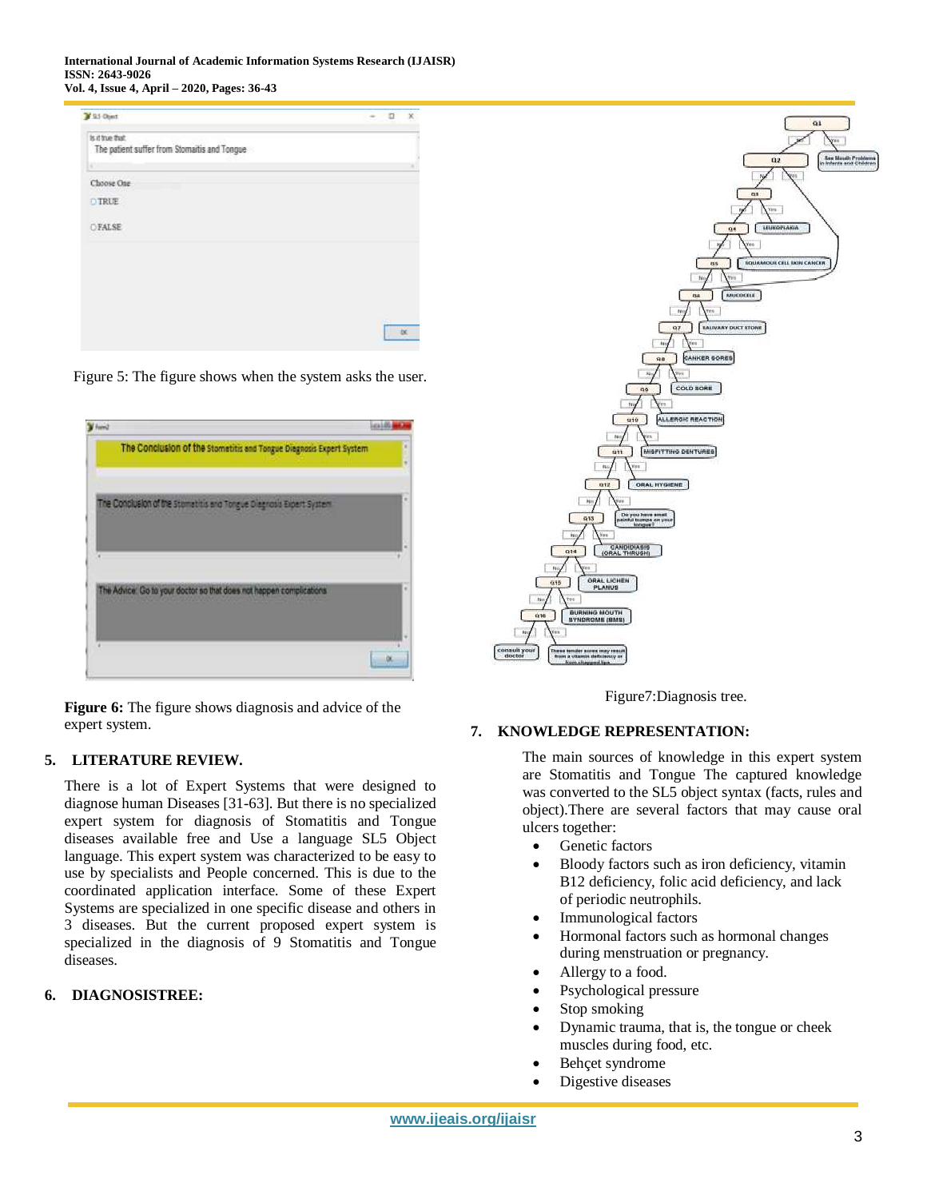Figure 5: The figure shows when the system asks the user.

**Figure 6:** The figure shows diagnosis and advice of the expert system.

## 5. LITERATURE REVIEW.

There is a lot of Expert Systems that were designed to diagnose human Diseases [31-63]. But there is no specialized expert system for diagnosis of Stomatitis and Tongue diseases available free and Use a language SL5 Object language. This expert system was characterized to be easy to use by specialists and People concerned. This is due to the coordinated application interface. Some of these Expert Systems are specialized in one specific disease and others in 3 diseases. But the current proposed expert system is specialized in the diagnosis of 9 Stomatitis and Tongue diseases.

## 6. DIAGNOSISTREE:

Figure7:Diagnosis tree.

## 7. KNOWLEDGE REPRESENTATION:

The main sources of knowledge in this expert system are Stomatitis and Tongue The captured knowledge was converted to the SL5 object syntax (facts, rules and object).There are several factors that may cause oral ulcers together:

- Genetic factors
- Bloody factors such as iron deficiency, vitamin B12 deficiency, folic acid deficiency, and lack of periodic neutrophils.
- Immunological factors
- Hormonal factors such as hormonal changes during menstruation or pregnancy.
- Allergy to a food.
- Psychological pressure
- Stop smoking
- Dynamic trauma, that is, the tongue or cheek muscles during food, etc.
- Behçet syndrome
- Digestive diseases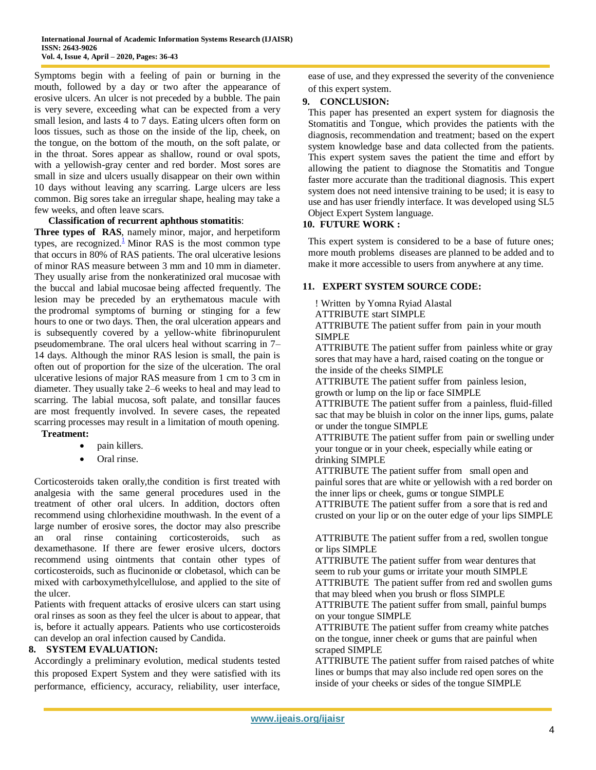Symptoms begin with a feeling of pain or burning in the mouth, followed by a day or two after the appearance of erosive ulcers. An ulcer is not preceded by a bubble. The pain is very severe, exceeding what can be expected from a very small lesion, and lasts 4 to 7 days. Eating ulcers often form on loos tissues, such as those on the inside of the lip, cheek, on the tongue, on the bottom of the mouth, on the soft palate, or in the throat. Sores appear as shallow, round or oval spots, with a yellowish-gray center and red border. Most sores are small in size and ulcers usually disappear on their own within 10 days without leaving any scarring. Large ulcers are less common. Big sores take an irregular shape, healing may take a few weeks, and often leave scars.

**Classification of recurrent aphthous stomatitis**:

**Three types of RAS**, namely minor, major, and herpetiform types, are recognized.[1] Minor RAS is the most common type that occurs in 80% of RAS patients. The oral ulcerative lesions of minor RAS measure between 3 mm and 10 mm in diameter. They usually arise from the nonkeratinized oral mucosae with the buccal and labial mucosae being affected frequently. The lesion may be preceded by an erythematous macule with the prodromal symptoms of burning or stinging for a few hours to one or two days. Then, the oral ulceration appears and is subsequently covered by a yellow-white fibrinopurulent pseudomembrane. The oral ulcers heal without scarring in 7–14 days. Although the minor RAS lesion is small, the pain is often out of proportion for the size of the ulceration. The oral ulcerative lesions of major RAS measure from 1 cm to 3 cm in diameter. They usually take 2–6 weeks to heal and may lead to scarring. The labial mucosa, soft palate, and tonsillar fauces are most frequently involved. In severe cases, the repeated scarring processes may result in a limitation of mouth opening.

**Treatment:**

- pain killers.
- Oral rinse.

Corticosteroids taken orally,the condition is first treated with analgesia with the same general procedures used in the treatment of other oral ulcers. In addition, doctors often recommend using chlorhexidine mouthwash. In the event of a large number of erosive sores, the doctor may also prescribe an oral rinse containing corticosteroids, such as dexamethasone. If there are fewer erosive ulcers, doctors recommend using ointments that contain other types of corticosteroids, such as flucinonide or clobetasol, which can be mixed with carboxymethylcellulose, and applied to the site of the ulcer.

Patients with frequent attacks of erosive ulcers can start using oral rinses as soon as they feel the ulcer is about to appear, that is, before it actually appears. Patients who use corticosteroids can develop an oral infection caused by Candida.

## 8. SYSTEM EVALUATION:

Accordingly a preliminary evolution, medical students tested this proposed Expert System and they were satisfied with its performance, efficiency, accuracy, reliability, user interface, ease of use, and they expressed the severity of the convenience of this expert system.

## 9. CONCLUSION:

This paper has presented an expert system for diagnosis the Stomatitis and Tongue, which provides the patients with the diagnosis, recommendation and treatment; based on the expert system knowledge base and data collected from the patients. This expert system saves the patient the time and effort by allowing the patient to diagnose the Stomatitis and Tongue faster more accurate than the traditional diagnosis. This expert system does not need intensive training to be used; it is easy to use and has user friendly interface. It was developed using SL5 Object Expert System language.

## 10. FUTURE WORK :

This expert system is considered to be a base of future ones; more mouth problems diseases are planned to be added and to make it more accessible to users from anywhere at any time.

## 11. EXPERT SYSTEM SOURCE CODE:

```
! Written by Yomna Ryiad Alastal
ATTRIBUTE start SIMPLE
ATTRIBUTE The patient suffer from pain in your mouth SIMPLE
ATTRIBUTE The patient suffer from painless white or gray sores that may have a hard, raised coating on the tongue or the inside of the cheeks SIMPLE
ATTRIBUTE The patient suffer from painless lesion, growth or lump on the lip or face SIMPLE
ATTRIBUTE The patient suffer from a painless, fluid-filled sac that may be bluish in color on the inner lips, gums, palate or under the tongue SIMPLE
ATTRIBUTE The patient suffer from pain or swelling under your tongue or in your cheek, especially while eating or drinking SIMPLE
ATTRIBUTE The patient suffer from small open and painful sores that are white or yellowish with a red border on the inner lips or cheek, gums or tongue SIMPLE
ATTRIBUTE The patient suffer from a sore that is red and crusted on your lip or on the outer edge of your lips SIMPLE

ATTRIBUTE The patient suffer from a red, swollen tongue or lips SIMPLE
ATTRIBUTE The patient suffer from wear dentures that seem to rub your gums or irritate your mouth SIMPLE
ATTRIBUTE The patient suffer from red and swollen gums that may bleed when you brush or floss SIMPLE
ATTRIBUTE The patient suffer from small, painful bumps on your tongue SIMPLE
ATTRIBUTE The patient suffer from creamy white patches on the tongue, inner cheek or gums that are painful when scraped SIMPLE
ATTRIBUTE The patient suffer from raised patches of white lines or bumps that may also include red open sores on the inside of your cheeks or sides of the tongue SIMPLE
```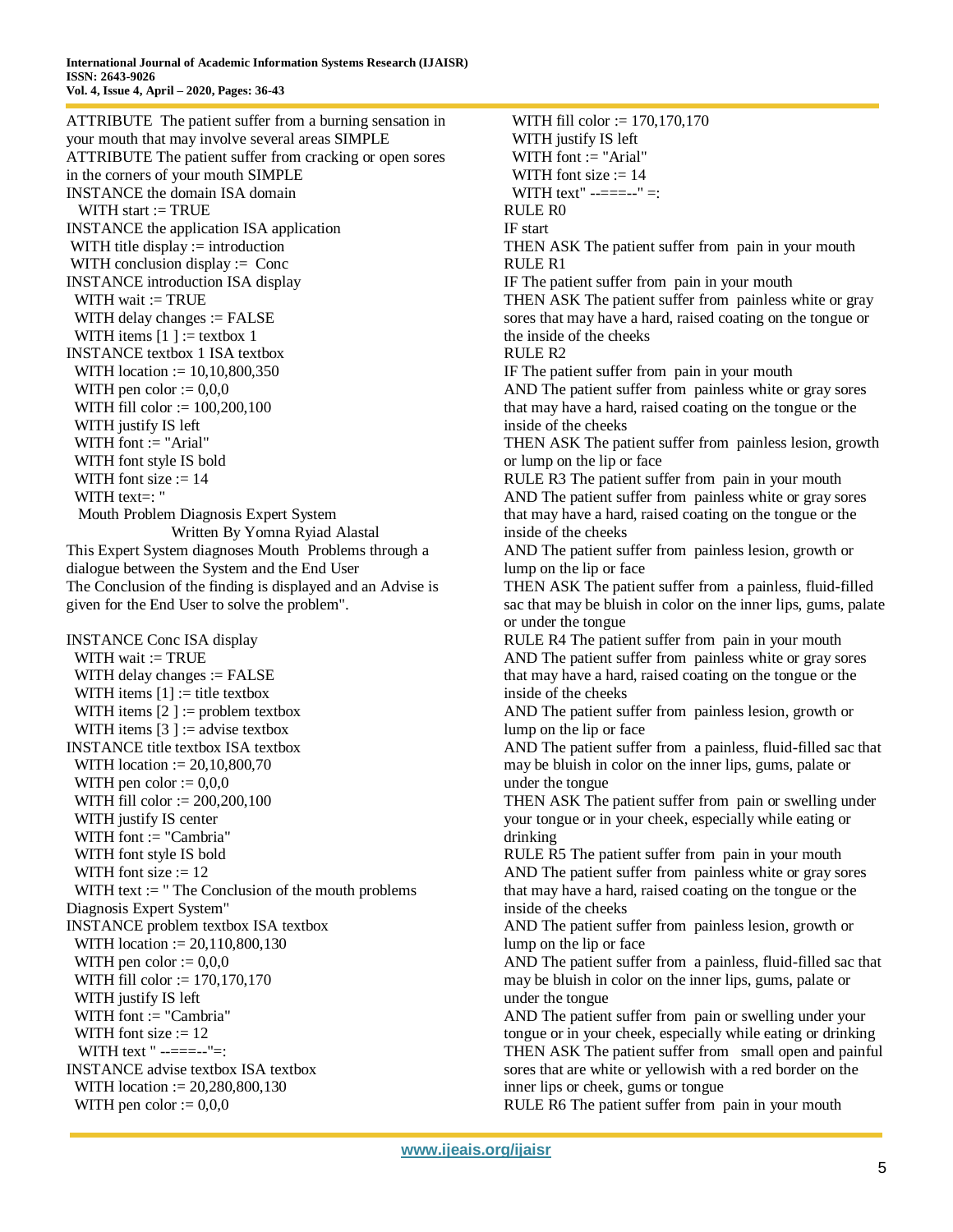```
ATTRIBUTE  The patient suffer from a burning sensation in your mouth that may involve several areas SIMPLE
ATTRIBUTE The patient suffer from cracking or open sores in the corners of your mouth SIMPLE
INSTANCE the domain ISA domain
   WITH start := TRUE
INSTANCE the application ISA application
 WITH title display := introduction
 WITH conclusion display :=  Conc
INSTANCE introduction ISA display
  WITH wait := TRUE
  WITH delay changes := FALSE
  WITH items [1 ] := textbox 1
INSTANCE textbox 1 ISA textbox
  WITH location := 10,10,800,350
  WITH pen color := 0,0,0
  WITH fill color := 100,200,100
  WITH justify IS left
  WITH font := "Arial"
  WITH font style IS bold
  WITH font size := 14
  WITH text=: "
   Mouth Problem Diagnosis Expert System
                  Written By Yomna Ryiad Alastal
This Expert System diagnoses Mouth  Problems through a dialogue between the System and the End User
The Conclusion of the finding is displayed and an Advise is given for the End User to solve the problem".

INSTANCE Conc ISA display
  WITH wait := TRUE
  WITH delay changes := FALSE
  WITH items [1] := title textbox
  WITH items [2 ] := problem textbox
  WITH items [3 ] := advise textbox
INSTANCE title textbox ISA textbox
  WITH location := 20,10,800,70
  WITH pen color := 0,0,0
  WITH fill color := 200,200,100
  WITH justify IS center
  WITH font := "Cambria"
  WITH font style IS bold
  WITH font size := 12
  WITH text := " The Conclusion of the mouth problems Diagnosis Expert System"
INSTANCE problem textbox ISA textbox
  WITH location := 20,110,800,130
  WITH pen color := 0,0,0
  WITH fill color := 170,170,170
  WITH justify IS left
  WITH font := "Cambria"
  WITH font size := 12
   WITH text " --===--"=:
INSTANCE advise textbox ISA textbox
  WITH location := 20,280,800,130
  WITH pen color := 0,0,0
  WITH fill color := 170,170,170
  WITH justify IS left
  WITH font := "Arial"
  WITH font size := 14
  WITH text" --===--" =:
RULE R0
IF start
THEN ASK The patient suffer from  pain in your mouth
RULE R1
IF The patient suffer from  pain in your mouth
THEN ASK The patient suffer from  painless white or gray sores that may have a hard, raised coating on the tongue or the inside of the cheeks
RULE R2
IF The patient suffer from  pain in your mouth
AND The patient suffer from  painless white or gray sores that may have a hard, raised coating on the tongue or the inside of the cheeks
THEN ASK The patient suffer from  painless lesion, growth or lump on the lip or face
RULE R3 The patient suffer from  pain in your mouth
AND The patient suffer from  painless white or gray sores that may have a hard, raised coating on the tongue or the inside of the cheeks
AND The patient suffer from  painless lesion, growth or lump on the lip or face
THEN ASK The patient suffer from  a painless, fluid-filled sac that may be bluish in color on the inner lips, gums, palate or under the tongue
RULE R4 The patient suffer from  pain in your mouth
AND The patient suffer from  painless white or gray sores that may have a hard, raised coating on the tongue or the inside of the cheeks
AND The patient suffer from  painless lesion, growth or lump on the lip or face
AND The patient suffer from  a painless, fluid-filled sac that may be bluish in color on the inner lips, gums, palate or under the tongue
THEN ASK The patient suffer from  pain or swelling under your tongue or in your cheek, especially while eating or drinking
RULE R5 The patient suffer from  pain in your mouth
AND The patient suffer from  painless white or gray sores that may have a hard, raised coating on the tongue or the inside of the cheeks
AND The patient suffer from  painless lesion, growth or lump on the lip or face
AND The patient suffer from  a painless, fluid-filled sac that may be bluish in color on the inner lips, gums, palate or under the tongue
AND The patient suffer from  pain or swelling under your tongue or in your cheek, especially while eating or drinking
THEN ASK The patient suffer from   small open and painful sores that are white or yellowish with a red border on the inner lips or cheek, gums or tongue
RULE R6 The patient suffer from  pain in your mouth
```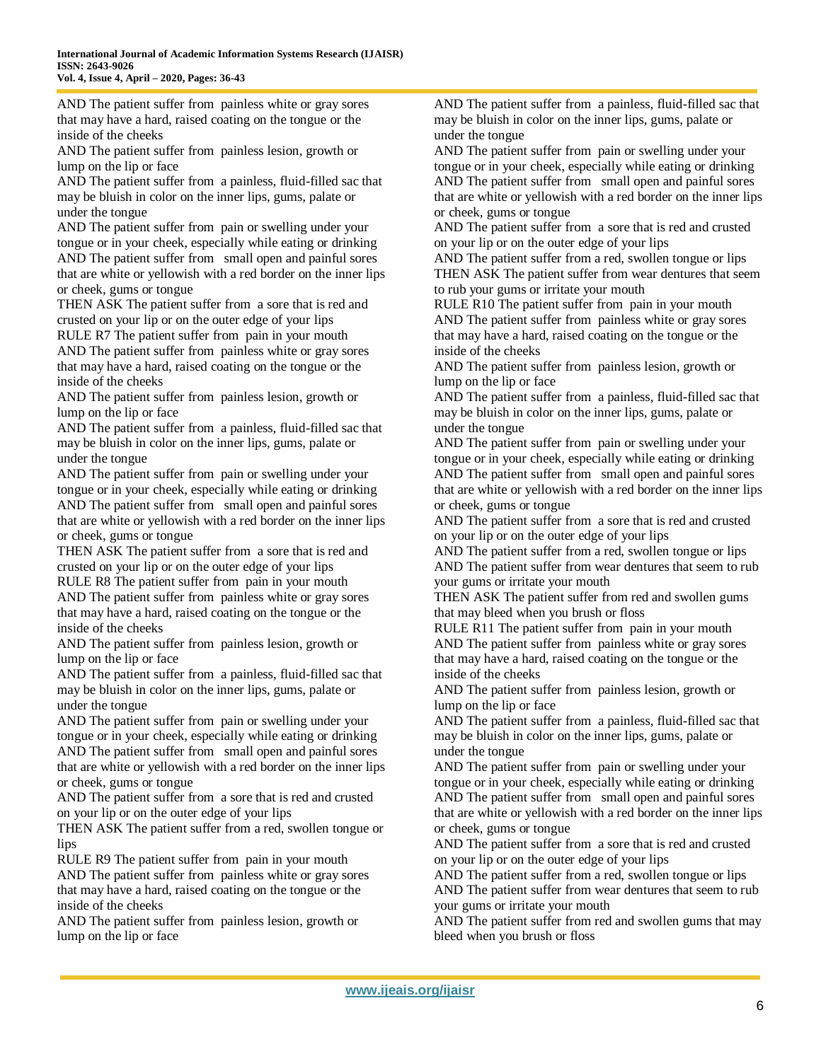AND The patient suffer from painless white or gray sores that may have a hard, raised coating on the tongue or the inside of the cheeks
AND The patient suffer from painless lesion, growth or lump on the lip or face
AND The patient suffer from a painless, fluid-filled sac that may be bluish in color on the inner lips, gums, palate or under the tongue
AND The patient suffer from pain or swelling under your tongue or in your cheek, especially while eating or drinking
AND The patient suffer from small open and painful sores that are white or yellowish with a red border on the inner lips or cheek, gums or tongue
THEN ASK The patient suffer from a sore that is red and crusted on your lip or on the outer edge of your lips
RULE R7 The patient suffer from pain in your mouth
AND The patient suffer from painless white or gray sores that may have a hard, raised coating on the tongue or the inside of the cheeks
AND The patient suffer from painless lesion, growth or lump on the lip or face
AND The patient suffer from a painless, fluid-filled sac that may be bluish in color on the inner lips, gums, palate or under the tongue
AND The patient suffer from pain or swelling under your tongue or in your cheek, especially while eating or drinking
AND The patient suffer from small open and painful sores that are white or yellowish with a red border on the inner lips or cheek, gums or tongue
THEN ASK The patient suffer from a sore that is red and crusted on your lip or on the outer edge of your lips
RULE R8 The patient suffer from pain in your mouth
AND The patient suffer from painless white or gray sores that may have a hard, raised coating on the tongue or the inside of the cheeks
AND The patient suffer from painless lesion, growth or lump on the lip or face
AND The patient suffer from a painless, fluid-filled sac that may be bluish in color on the inner lips, gums, palate or under the tongue
AND The patient suffer from pain or swelling under your tongue or in your cheek, especially while eating or drinking
AND The patient suffer from small open and painful sores that are white or yellowish with a red border on the inner lips or cheek, gums or tongue
AND The patient suffer from a sore that is red and crusted on your lip or on the outer edge of your lips
THEN ASK The patient suffer from a red, swollen tongue or lips
RULE R9 The patient suffer from pain in your mouth
AND The patient suffer from painless white or gray sores that may have a hard, raised coating on the tongue or the inside of the cheeks
AND The patient suffer from painless lesion, growth or lump on the lip or face
AND The patient suffer from a painless, fluid-filled sac that may be bluish in color on the inner lips, gums, palate or under the tongue
AND The patient suffer from pain or swelling under your tongue or in your cheek, especially while eating or drinking
AND The patient suffer from small open and painful sores that are white or yellowish with a red border on the inner lips or cheek, gums or tongue
AND The patient suffer from a sore that is red and crusted on your lip or on the outer edge of your lips
AND The patient suffer from a red, swollen tongue or lips
THEN ASK The patient suffer from wear dentures that seem to rub your gums or irritate your mouth
RULE R10 The patient suffer from pain in your mouth
AND The patient suffer from painless white or gray sores that may have a hard, raised coating on the tongue or the inside of the cheeks
AND The patient suffer from painless lesion, growth or lump on the lip or face
AND The patient suffer from a painless, fluid-filled sac that may be bluish in color on the inner lips, gums, palate or under the tongue
AND The patient suffer from pain or swelling under your tongue or in your cheek, especially while eating or drinking
AND The patient suffer from small open and painful sores that are white or yellowish with a red border on the inner lips or cheek, gums or tongue
AND The patient suffer from a sore that is red and crusted on your lip or on the outer edge of your lips
AND The patient suffer from a red, swollen tongue or lips
AND The patient suffer from wear dentures that seem to rub your gums or irritate your mouth
THEN ASK The patient suffer from red and swollen gums that may bleed when you brush or floss
RULE R11 The patient suffer from pain in your mouth
AND The patient suffer from painless white or gray sores that may have a hard, raised coating on the tongue or the inside of the cheeks
AND The patient suffer from painless lesion, growth or lump on the lip or face
AND The patient suffer from a painless, fluid-filled sac that may be bluish in color on the inner lips, gums, palate or under the tongue
AND The patient suffer from pain or swelling under your tongue or in your cheek, especially while eating or drinking
AND The patient suffer from small open and painful sores that are white or yellowish with a red border on the inner lips or cheek, gums or tongue
AND The patient suffer from a sore that is red and crusted on your lip or on the outer edge of your lips
AND The patient suffer from a red, swollen tongue or lips
AND The patient suffer from wear dentures that seem to rub your gums or irritate your mouth
AND The patient suffer from red and swollen gums that may bleed when you brush or floss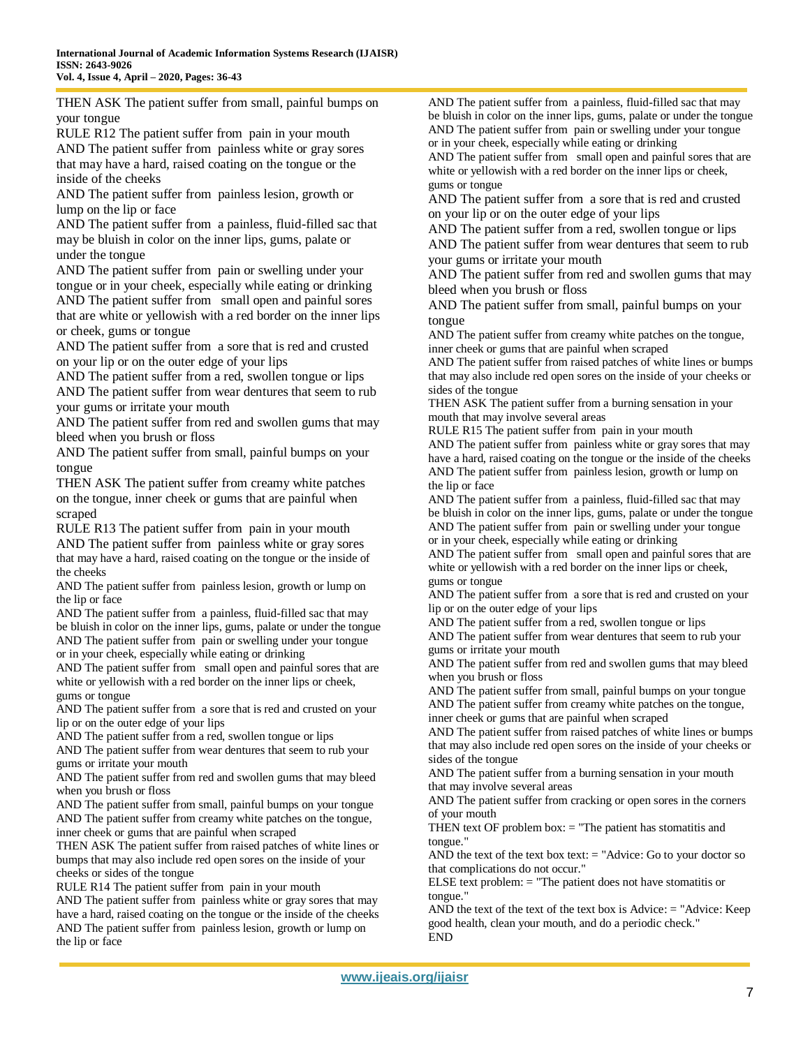THEN ASK The patient suffer from small, painful bumps on your tongue

RULE R12 The patient suffer from pain in your mouth
AND The patient suffer from painless white or gray sores that may have a hard, raised coating on the tongue or the inside of the cheeks
AND The patient suffer from painless lesion, growth or lump on the lip or face
AND The patient suffer from a painless, fluid-filled sac that may be bluish in color on the inner lips, gums, palate or under the tongue
AND The patient suffer from pain or swelling under your tongue or in your cheek, especially while eating or drinking
AND The patient suffer from small open and painful sores that are white or yellowish with a red border on the inner lips or cheek, gums or tongue
AND The patient suffer from a sore that is red and crusted on your lip or on the outer edge of your lips
AND The patient suffer from a red, swollen tongue or lips
AND The patient suffer from wear dentures that seem to rub your gums or irritate your mouth
AND The patient suffer from red and swollen gums that may bleed when you brush or floss
AND The patient suffer from small, painful bumps on your tongue
THEN ASK The patient suffer from creamy white patches on the tongue, inner cheek or gums that are painful when scraped

RULE R13 The patient suffer from pain in your mouth
AND The patient suffer from painless white or gray sores that may have a hard, raised coating on the tongue or the inside of the cheeks
AND The patient suffer from painless lesion, growth or lump on the lip or face
AND The patient suffer from a painless, fluid-filled sac that may be bluish in color on the inner lips, gums, palate or under the tongue
AND The patient suffer from pain or swelling under your tongue or in your cheek, especially while eating or drinking
AND The patient suffer from small open and painful sores that are white or yellowish with a red border on the inner lips or cheek, gums or tongue
AND The patient suffer from a sore that is red and crusted on your lip or on the outer edge of your lips
AND The patient suffer from a red, swollen tongue or lips
AND The patient suffer from wear dentures that seem to rub your gums or irritate your mouth
AND The patient suffer from red and swollen gums that may bleed when you brush or floss
AND The patient suffer from small, painful bumps on your tongue
AND The patient suffer from creamy white patches on the tongue, inner cheek or gums that are painful when scraped
THEN ASK The patient suffer from raised patches of white lines or bumps that may also include red open sores on the inside of your cheeks or sides of the tongue

RULE R14 The patient suffer from pain in your mouth
AND The patient suffer from painless white or gray sores that may have a hard, raised coating on the tongue or the inside of the cheeks
AND The patient suffer from painless lesion, growth or lump on the lip or face
AND The patient suffer from a painless, fluid-filled sac that may be bluish in color on the inner lips, gums, palate or under the tongue
AND The patient suffer from pain or swelling under your tongue or in your cheek, especially while eating or drinking
AND The patient suffer from small open and painful sores that are white or yellowish with a red border on the inner lips or cheek, gums or tongue
AND The patient suffer from a sore that is red and crusted on your lip or on the outer edge of your lips
AND The patient suffer from a red, swollen tongue or lips
AND The patient suffer from wear dentures that seem to rub your gums or irritate your mouth
AND The patient suffer from red and swollen gums that may bleed when you brush or floss
AND The patient suffer from small, painful bumps on your tongue
AND The patient suffer from creamy white patches on the tongue, inner cheek or gums that are painful when scraped
AND The patient suffer from raised patches of white lines or bumps that may also include red open sores on the inside of your cheeks or sides of the tongue
THEN ASK The patient suffer from a burning sensation in your mouth that may involve several areas

RULE R15 The patient suffer from pain in your mouth
AND The patient suffer from painless white or gray sores that may have a hard, raised coating on the tongue or the inside of the cheeks
AND The patient suffer from painless lesion, growth or lump on the lip or face
AND The patient suffer from a painless, fluid-filled sac that may be bluish in color on the inner lips, gums, palate or under the tongue
AND The patient suffer from pain or swelling under your tongue or in your cheek, especially while eating or drinking
AND The patient suffer from small open and painful sores that are white or yellowish with a red border on the inner lips or cheek, gums or tongue
AND The patient suffer from a sore that is red and crusted on your lip or on the outer edge of your lips
AND The patient suffer from a red, swollen tongue or lips
AND The patient suffer from wear dentures that seem to rub your gums or irritate your mouth
AND The patient suffer from red and swollen gums that may bleed when you brush or floss
AND The patient suffer from small, painful bumps on your tongue
AND The patient suffer from creamy white patches on the tongue, inner cheek or gums that are painful when scraped
AND The patient suffer from raised patches of white lines or bumps that may also include red open sores on the inside of your cheeks or sides of the tongue
AND The patient suffer from a burning sensation in your mouth that may involve several areas
AND The patient suffer from cracking or open sores in the corners of your mouth
THEN text OF problem box: = "The patient has stomatitis and tongue."
AND the text of the text box text: = "Advice: Go to your doctor so that complications do not occur."
ELSE text problem: = "The patient does not have stomatitis or tongue."
AND the text of the text of the text box is Advice: = "Advice: Keep good health, clean your mouth, and do a periodic check."
END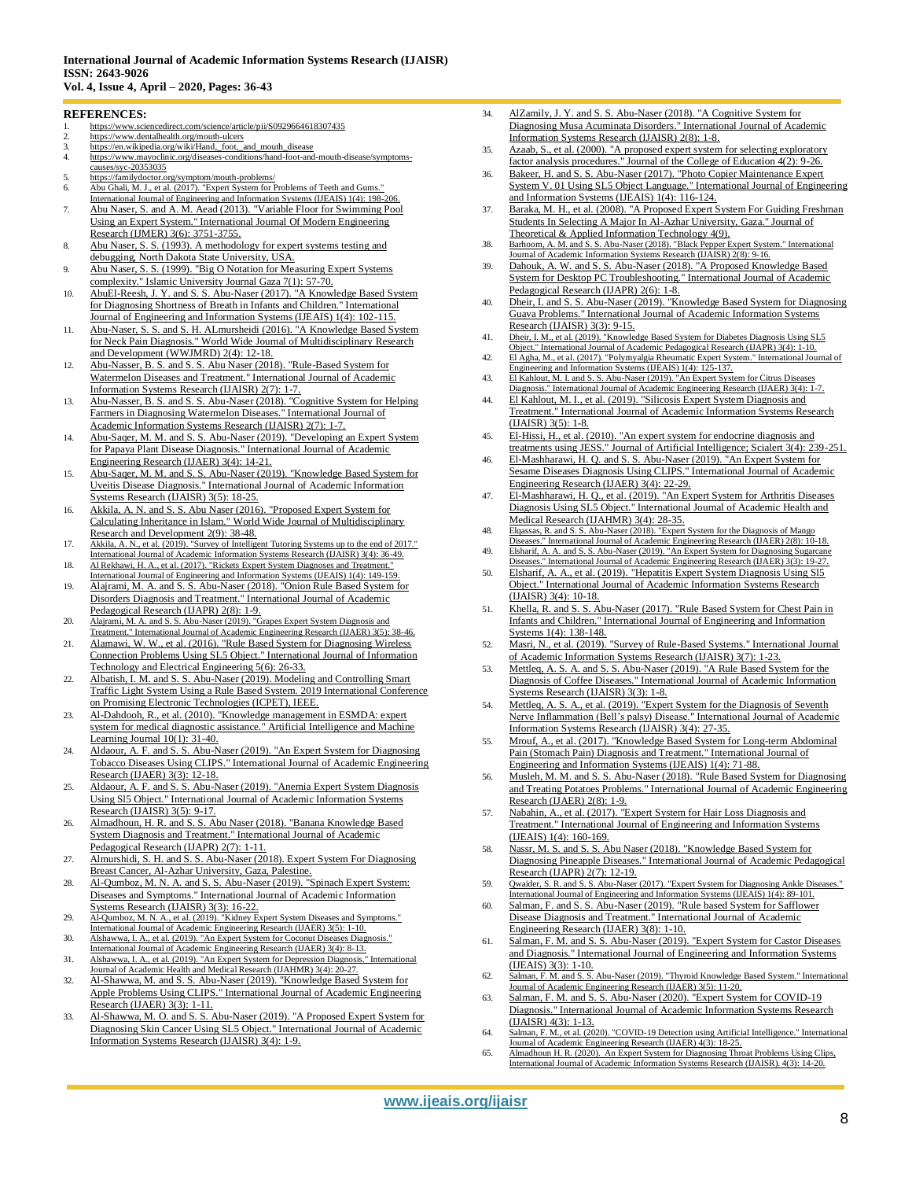## REFERENCES:

1. https://www.sciencedirect.com/science/article/pii/S0929664618307435
2. https://www.dentalhealth.org/mouth-ulcers
3. https://en.wikipedia.org/wiki/Hand,_foot,_and_mouth_disease
4. https://www.mayoclinic.org/diseases-conditions/hand-foot-and-mouth-disease/symptoms-causes/syc-20353035
5. https://familydoctor.org/symptom/mouth-problems/
6. Abu Ghali, M. J., et al. (2017). "Expert System for Problems of Teeth and Gums." International Journal of Engineering and Information Systems (IJEAIS) 1(4): 198-206.
7. Abu Naser, S. and A. M. Aead (2013). "Variable Floor for Swimming Pool Using an Expert System." International Journal Of Modern Engineering Research (IJMER) 3(6): 3751-3755.
8. Abu Naser, S. S. (1993). A methodology for expert systems testing and debugging, North Dakota State University, USA.
9. Abu Naser, S. S. (1999). "Big O Notation for Measuring Expert Systems complexity." Islamic University Journal Gaza 7(1): 57-70.
10. AbuEl-Reesh, J. Y. and S. S. Abu-Naser (2017). "A Knowledge Based System for Diagnosing Shortness of Breath in Infants and Children." International Journal of Engineering and Information Systems (IJEAIS) 1(4): 102-115.
11. Abu-Naser, S. S. and S. H. ALmursheidi (2016). "A Knowledge Based System for Neck Pain Diagnosis." World Wide Journal of Multidisciplinary Research and Development (WWJMRD) 2(4): 12-18.
12. Abu-Nasser, B. S. and S. S. Abu Naser (2018). "Rule-Based System for Watermelon Diseases and Treatment." International Journal of Academic Information Systems Research (IJAISR) 2(7): 1-7.
13. Abu-Nasser, B. S. and S. S. Abu-Naser (2018). "Cognitive System for Helping Farmers in Diagnosing Watermelon Diseases." International Journal of Academic Information Systems Research (IJAISR) 2(7): 1-7.
14. Abu-Saqer, M. M. and S. S. Abu-Naser (2019). "Developing an Expert System for Papaya Plant Disease Diagnosis." International Journal of Academic Engineering Research (IJAER) 3(4): 14-21.
15. Abu-Saqer, M. M. and S. S. Abu-Naser (2019). "Knowledge Based System for Uveitis Disease Diagnosis." International Journal of Academic Information Systems Research (IJAISR) 3(5): 18-25.
16. Akkila, A. N. and S. S. Abu Naser (2016). "Proposed Expert System for Calculating Inheritance in Islam." World Wide Journal of Multidisciplinary Research and Development 2(9): 38-48.
17. Akkila, A. N., et al. (2019). "Survey of Intelligent Tutoring Systems up to the end of 2017." International Journal of Academic Information Systems Research (IJAISR) 3(4): 36-49.
18. Al Rekhawi, H. A., et al. (2017). "Rickets Expert System Diagnoses and Treatment." International Journal of Engineering and Information Systems (IJEAIS) 1(4): 149-159.
19. Alajrami, M. A. and S. S. Abu-Naser (2018). "Onion Rule Based System for Disorders Diagnosis and Treatment." International Journal of Academic Pedagogical Research (IJAPR) 2(8): 1-9.
20. Alajrami, M. A. and S. S. Abu-Naser (2019). "Grapes Expert System Diagnosis and Treatment." International Journal of Academic Engineering Research (IJAER) 3(5): 38-46.
21. Alamawi, W. W., et al. (2016). "Rule Based System for Diagnosing Wireless Connection Problems Using SL5 Object." International Journal of Information Technology and Electrical Engineering 5(6): 26-33.
22. Albatish, I. M. and S. S. Abu-Naser (2019). Modeling and Controlling Smart Traffic Light System Using a Rule Based System. 2019 International Conference on Promising Electronic Technologies (ICPET), IEEE.
23. Al-Dahdooh, R., et al. (2010). "Knowledge management in ESMDA: expert system for medical diagnostic assistance." Artificial Intelligence and Machine Learning Journal 10(1): 31-40.
24. Aldaour, A. F. and S. S. Abu-Naser (2019). "An Expert System for Diagnosing Tobacco Diseases Using CLIPS." International Journal of Academic Engineering Research (IJAER) 3(3): 12-18.
25. Aldaour, A. F. and S. S. Abu-Naser (2019). "Anemia Expert System Diagnosis Using Sl5 Object." International Journal of Academic Information Systems Research (IJAISR) 3(5): 9-17.
26. Almadhoun, H. R. and S. S. Abu Naser (2018). "Banana Knowledge Based System Diagnosis and Treatment." International Journal of Academic Pedagogical Research (IJAPR) 2(7): 1-11.
27. Almurshidi, S. H. and S. S. Abu-Naser (2018). Expert System For Diagnosing Breast Cancer, Al-Azhar University, Gaza, Palestine.
28. Al-Qumboz, M. N. A. and S. S. Abu-Naser (2019). "Spinach Expert System: Diseases and Symptoms." International Journal of Academic Information Systems Research (IJAISR) 3(3): 16-22.
29. Al-Qumboz, M. N. A., et al. (2019). "Kidney Expert System Diseases and Symptoms." International Journal of Academic Engineering Research (IJAER) 3(5): 1-10.
30. Alshawwa, I. A., et al. (2019). "An Expert System for Coconut Diseases Diagnosis." International Journal of Academic Engineering Research (IJAER) 3(4): 8-13.
31. Alshawwa, I. A., et al. (2019). "An Expert System for Depression Diagnosis." International Journal of Academic Health and Medical Research (IJAHMR) 3(4): 20-27.
32. Al-Shawwa, M. and S. S. Abu-Naser (2019). "Knowledge Based System for Apple Problems Using CLIPS." International Journal of Academic Engineering Research (IJAER) 3(3): 1-11.
33. Al-Shawwa, M. O. and S. S. Abu-Naser (2019). "A Proposed Expert System for Diagnosing Skin Cancer Using SL5 Object." International Journal of Academic Information Systems Research (IJAISR) 3(4): 1-9.
34. AlZamily, J. Y. and S. S. Abu-Naser (2018). "A Cognitive System for Diagnosing Musa Acuminata Disorders." International Journal of Academic Information Systems Research (IJAISR) 2(8): 1-8.
35. Azaab, S., et al. (2000). "A proposed expert system for selecting exploratory factor analysis procedures." Journal of the College of Education 4(2): 9-26.
36. Bakeer, H. and S. S. Abu-Naser (2017). "Photo Copier Maintenance Expert System V. 01 Using SL5 Object Language." International Journal of Engineering and Information Systems (IJEAIS) 1(4): 116-124.
37. Baraka, M. H., et al. (2008). "A Proposed Expert System For Guiding Freshman Students In Selecting A Major In Al-Azhar University, Gaza." Journal of Theoretical & Applied Information Technology 4(9).
38. Barhoom, A. M. and S. S. Abu-Naser (2018). "Black Pepper Expert System." International Journal of Academic Information Systems Research (IJAISR) 2(8): 9-16.
39. Dahouk, A. W. and S. S. Abu-Naser (2018). "A Proposed Knowledge Based System for Desktop PC Troubleshooting." International Journal of Academic Pedagogical Research (IJAPR) 2(6): 1-8.
40. Dheir, I. and S. S. Abu-Naser (2019). "Knowledge Based System for Diagnosing Guava Problems." International Journal of Academic Information Systems Research (IJAISR) 3(3): 9-15.
41. Dheir, I. M., et al. (2019). "Knowledge Based System for Diabetes Diagnosis Using SL5 Object." International Journal of Academic Pedagogical Research (IJAPR) 3(4): 1-10.
42. El Agha, M., et al. (2017). "Polymyalgia Rheumatic Expert System." International Journal of Engineering and Information Systems (IJEAIS) 1(4): 125-137.
43. El Kahlout, M. I. and S. S. Abu-Naser (2019). "An Expert System for Citrus Diseases Diagnosis." International Journal of Academic Engineering Research (IJAER) 3(4): 1-7.
44. El Kahlout, M. I., et al. (2019). "Silicosis Expert System Diagnosis and Treatment." International Journal of Academic Information Systems Research (IJAISR) 3(5): 1-8.
45. El-Hissi, H., et al. (2010). "An expert system for endocrine diagnosis and treatments using JESS." Journal of Artificial Intelligence; Scialert 3(4): 239-251.
46. El-Mashharawi, H. Q. and S. S. Abu-Naser (2019). "An Expert System for Sesame Diseases Diagnosis Using CLIPS." International Journal of Academic Engineering Research (IJAER) 3(4): 22-29.
47. El-Mashharawi, H. Q., et al. (2019). "An Expert System for Arthritis Diseases Diagnosis Using SL5 Object." International Journal of Academic Health and Medical Research (IJAHMR) 3(4): 28-35.
48. Elqassas, R. and S. S. Abu-Naser (2018). "Expert System for the Diagnosis of Mango Diseases." International Journal of Academic Engineering Research (IJAER) 2(8): 10-18.
49. Elsharif, A. A. and S. S. Abu-Naser (2019). "An Expert System for Diagnosing Sugarcane Diseases." International Journal of Academic Engineering Research (IJAER) 3(3): 19-27.
50. Elsharif, A. A., et al. (2019). "Hepatitis Expert System Diagnosis Using Sl5 Object." International Journal of Academic Information Systems Research (IJAISR) 3(4): 10-18.
51. Khella, R. and S. S. Abu-Naser (2017). "Rule Based System for Chest Pain in Infants and Children." International Journal of Engineering and Information Systems 1(4): 138-148.
52. Masri, N., et al. (2019). "Survey of Rule-Based Systems." International Journal of Academic Information Systems Research (IJAISR) 3(7): 1-23.
53. Mettleq, A. S. A. and S. S. Abu-Naser (2019). "A Rule Based System for the Diagnosis of Coffee Diseases." International Journal of Academic Information Systems Research (IJAISR) 3(3): 1-8.
54. Mettleq, A. S. A., et al. (2019). "Expert System for the Diagnosis of Seventh Nerve Inflammation (Bell's palsy) Disease." International Journal of Academic Information Systems Research (IJAISR) 3(4): 27-35.
55. Mrouf, A., et al. (2017). "Knowledge Based System for Long-term Abdominal Pain (Stomach Pain) Diagnosis and Treatment." International Journal of Engineering and Information Systems (IJEAIS) 1(4): 71-88.
56. Musleh, M. M. and S. S. Abu-Naser (2018). "Rule Based System for Diagnosing and Treating Potatoes Problems." International Journal of Academic Engineering Research (IJAER) 2(8): 1-9.
57. Nabahin, A., et al. (2017). "Expert System for Hair Loss Diagnosis and Treatment." International Journal of Engineering and Information Systems (IJEAIS) 1(4): 160-169.
58. Nassr, M. S. and S. S. Abu Naser (2018). "Knowledge Based System for Diagnosing Pineapple Diseases." International Journal of Academic Pedagogical Research (IJAPR) 2(7): 12-19.
59. Qwaider, S. R. and S. S. Abu-Naser (2017). "Expert System for Diagnosing Ankle Diseases." International Journal of Engineering and Information Systems (IJEAIS) 1(4): 89-101.
60. Salman, F. and S. S. Abu-Naser (2019). "Rule based System for Safflower Disease Diagnosis and Treatment." International Journal of Academic Engineering Research (IJAER) 3(8): 1-10.
61. Salman, F. M. and S. S. Abu-Naser (2019). "Expert System for Castor Diseases and Diagnosis." International Journal of Engineering and Information Systems (IJEAIS) 3(3): 1-10.
62. Salman, F. M. and S. S. Abu-Naser (2019). "Thyroid Knowledge Based System." International Journal of Academic Engineering Research (IJAER) 3(5): 11-20.
63. Salman, F. M. and S. S. Abu-Naser (2020). "Expert System for COVID-19 Diagnosis." International Journal of Academic Information Systems Research (IJAISR) 4(3): 1-13.
64. Salman, F. M., et al. (2020). "COVID-19 Detection using Artificial Intelligence." International Journal of Academic Engineering Research (IJAER) 4(3): 18-25.
65. Almadhoun H. R. (2020). An Expert System for Diagnosing Throat Problems Using Clips, International Journal of Academic Information Systems Research (IJAISR). 4(3): 14-20.